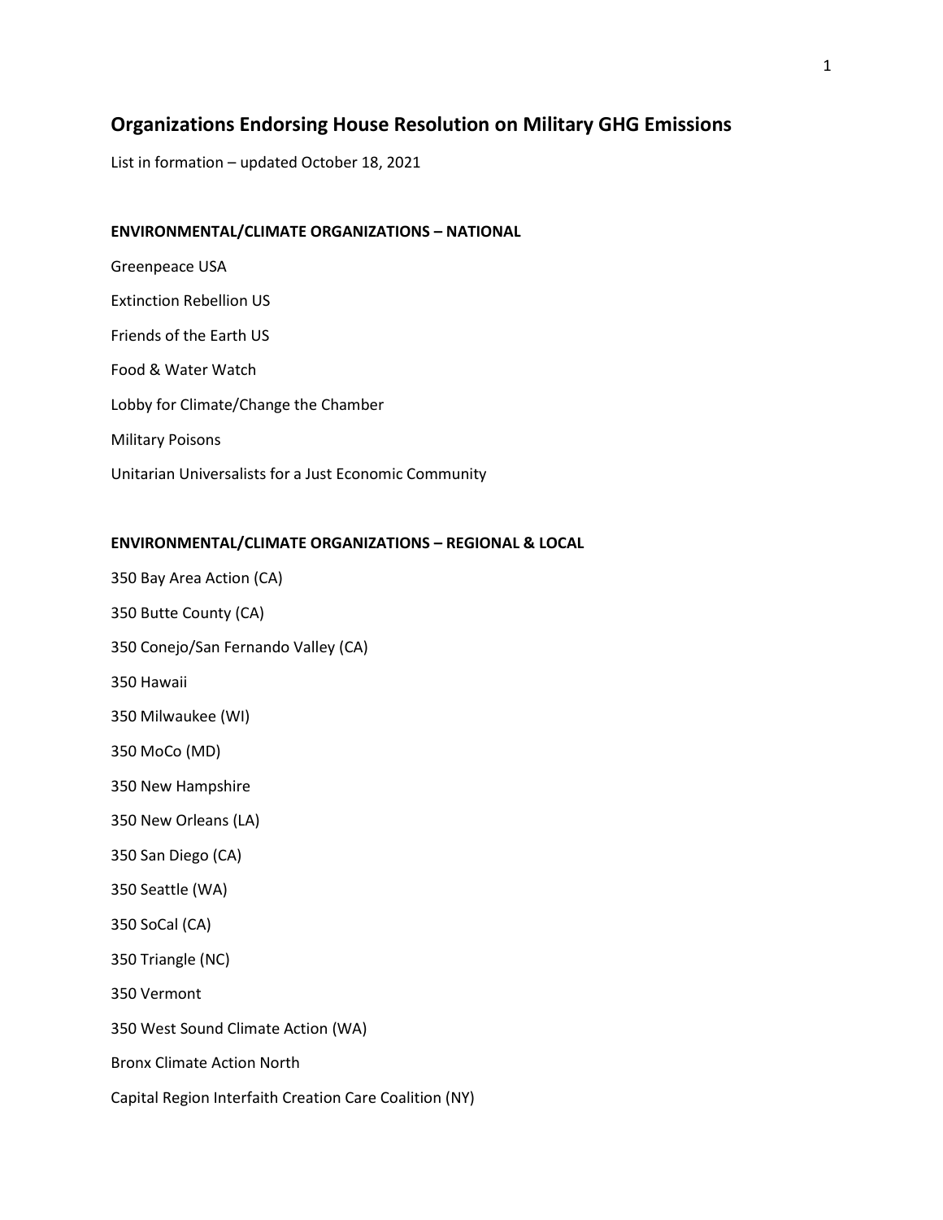## Organizations Endorsing House Resolution on Military GHG Emissions

List in formation – updated October 18, 2021

### ENVIRONMENTAL/CLIMATE ORGANIZATIONS – NATIONAL

Greenpeace USA

Extinction Rebellion US

Friends of the Earth US

Food & Water Watch

Lobby for Climate/Change the Chamber

Military Poisons

Unitarian Universalists for a Just Economic Community

### ENVIRONMENTAL/CLIMATE ORGANIZATIONS – REGIONAL & LOCAL

350 Bay Area Action (CA)

350 Butte County (CA)

350 Conejo/San Fernando Valley (CA)

350 Hawaii

350 Milwaukee (WI)

350 MoCo (MD)

350 New Hampshire

350 New Orleans (LA)

350 San Diego (CA)

350 Seattle (WA)

350 SoCal (CA)

350 Triangle (NC)

350 Vermont

350 West Sound Climate Action (WA)

Bronx Climate Action North

Capital Region Interfaith Creation Care Coalition (NY)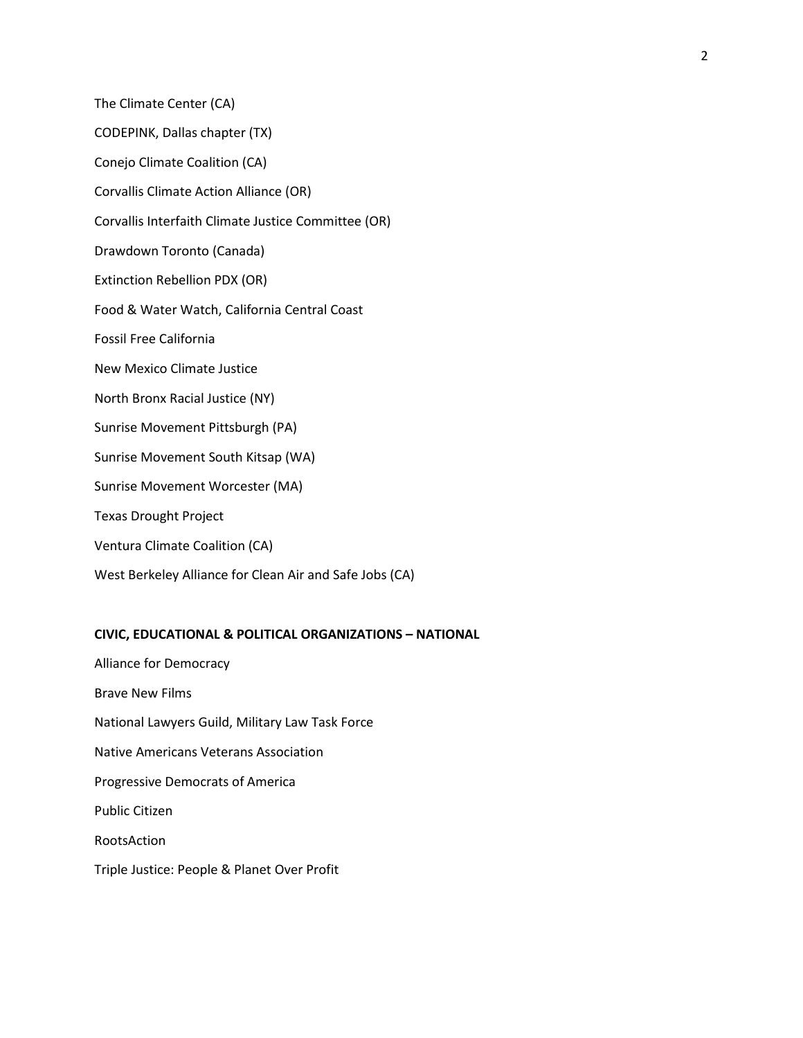The Climate Center (CA)

CODEPINK, Dallas chapter (TX)

Conejo Climate Coalition (CA)

Corvallis Climate Action Alliance (OR)

Corvallis Interfaith Climate Justice Committee (OR)

Drawdown Toronto (Canada)

Extinction Rebellion PDX (OR)

Food & Water Watch, California Central Coast

Fossil Free California

New Mexico Climate Justice

North Bronx Racial Justice (NY)

Sunrise Movement Pittsburgh (PA)

Sunrise Movement South Kitsap (WA)

Sunrise Movement Worcester (MA)

Texas Drought Project

Ventura Climate Coalition (CA)

West Berkeley Alliance for Clean Air and Safe Jobs (CA)

**CIVIC, EDUCATIONAL & POLITICAL ORGANIZATIONS – NATIONAL**

Alliance for Democracy

Brave New Films

National Lawyers Guild, Military Law Task Force

Native Americans Veterans Association

Progressive Democrats of America

Public Citizen

RootsAction

Triple Justice: People & Planet Over Profit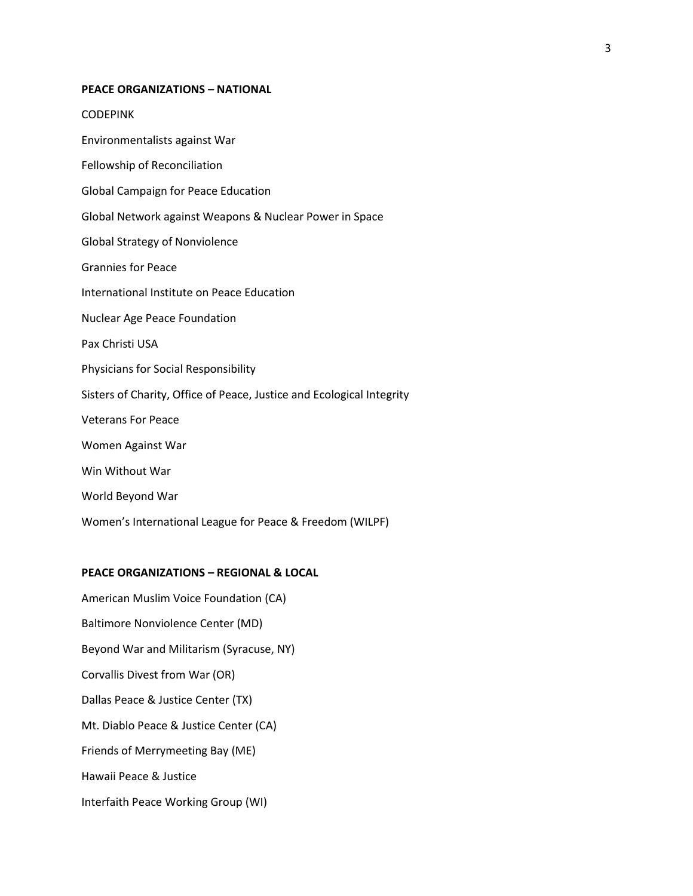**PEACE ORGANIZATIONS – NATIONAL**

CODEPINK

Environmentalists against War

Fellowship of Reconciliation

Global Campaign for Peace Education

Global Network against Weapons & Nuclear Power in Space

Global Strategy of Nonviolence

Grannies for Peace

International Institute on Peace Education

Nuclear Age Peace Foundation

Pax Christi USA

Physicians for Social Responsibility

Sisters of Charity, Office of Peace, Justice and Ecological Integrity

Veterans For Peace

Women Against War

Win Without War

World Beyond War

Women's International League for Peace & Freedom (WILPF)

**PEACE ORGANIZATIONS – REGIONAL & LOCAL**

American Muslim Voice Foundation (CA)

Baltimore Nonviolence Center (MD)

Beyond War and Militarism (Syracuse, NY)

Corvallis Divest from War (OR)

Dallas Peace & Justice Center (TX)

Mt. Diablo Peace & Justice Center (CA)

Friends of Merrymeeting Bay (ME)

Hawaii Peace & Justice

Interfaith Peace Working Group (WI)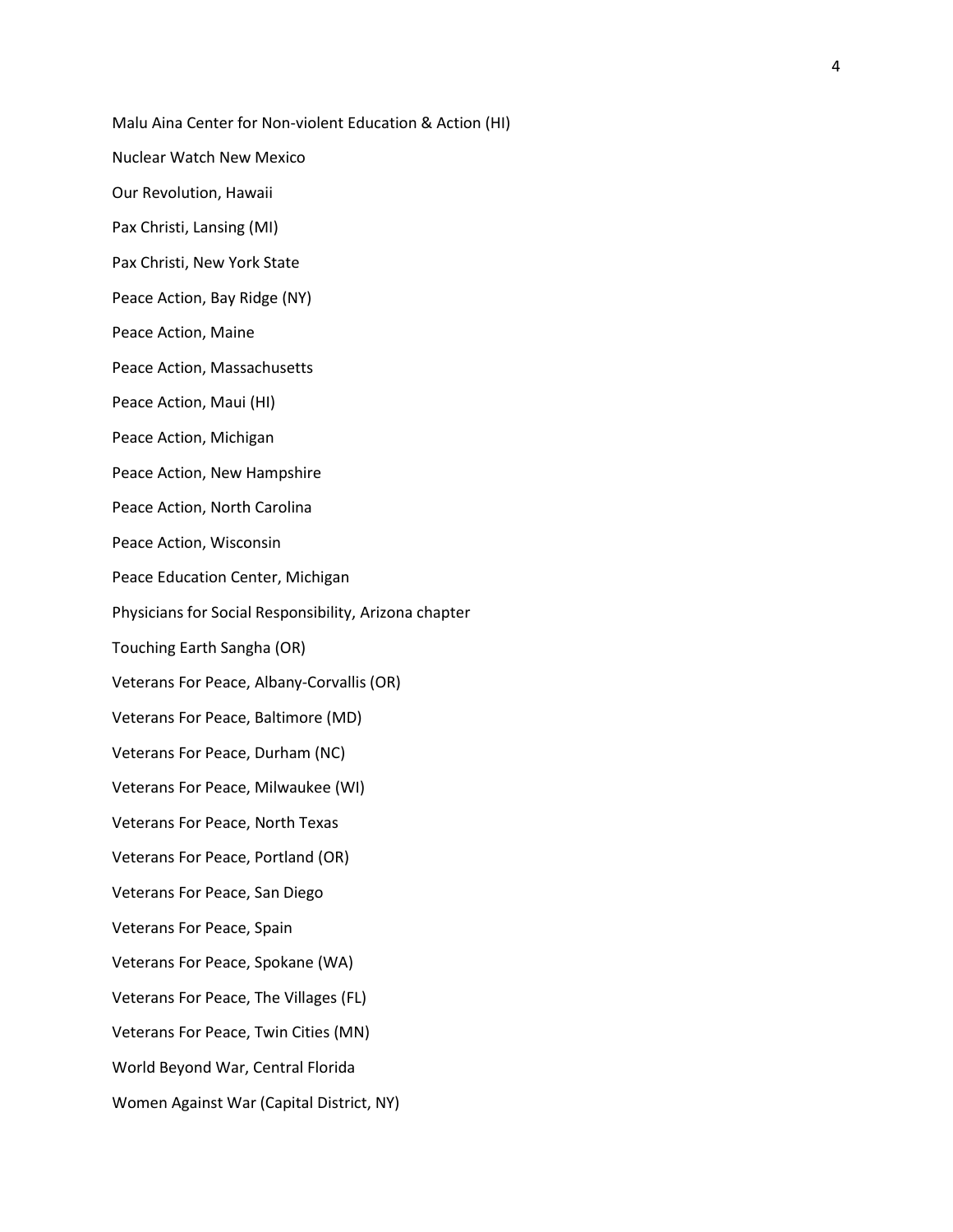Malu Aina Center for Non-violent Education & Action (HI)

Nuclear Watch New Mexico

Our Revolution, Hawaii

Pax Christi, Lansing (MI)

Pax Christi, New York State

Peace Action, Bay Ridge (NY)

Peace Action, Maine

Peace Action, Massachusetts

Peace Action, Maui (HI)

Peace Action, Michigan

Peace Action, New Hampshire

Peace Action, North Carolina

Peace Action, Wisconsin

Peace Education Center, Michigan

Physicians for Social Responsibility, Arizona chapter

Touching Earth Sangha (OR)

Veterans For Peace, Albany-Corvallis (OR)

Veterans For Peace, Baltimore (MD)

Veterans For Peace, Durham (NC)

Veterans For Peace, Milwaukee (WI)

Veterans For Peace, North Texas

Veterans For Peace, Portland (OR)

Veterans For Peace, San Diego

Veterans For Peace, Spain

Veterans For Peace, Spokane (WA)

Veterans For Peace, The Villages (FL)

Veterans For Peace, Twin Cities (MN)

World Beyond War, Central Florida

Women Against War (Capital District, NY)